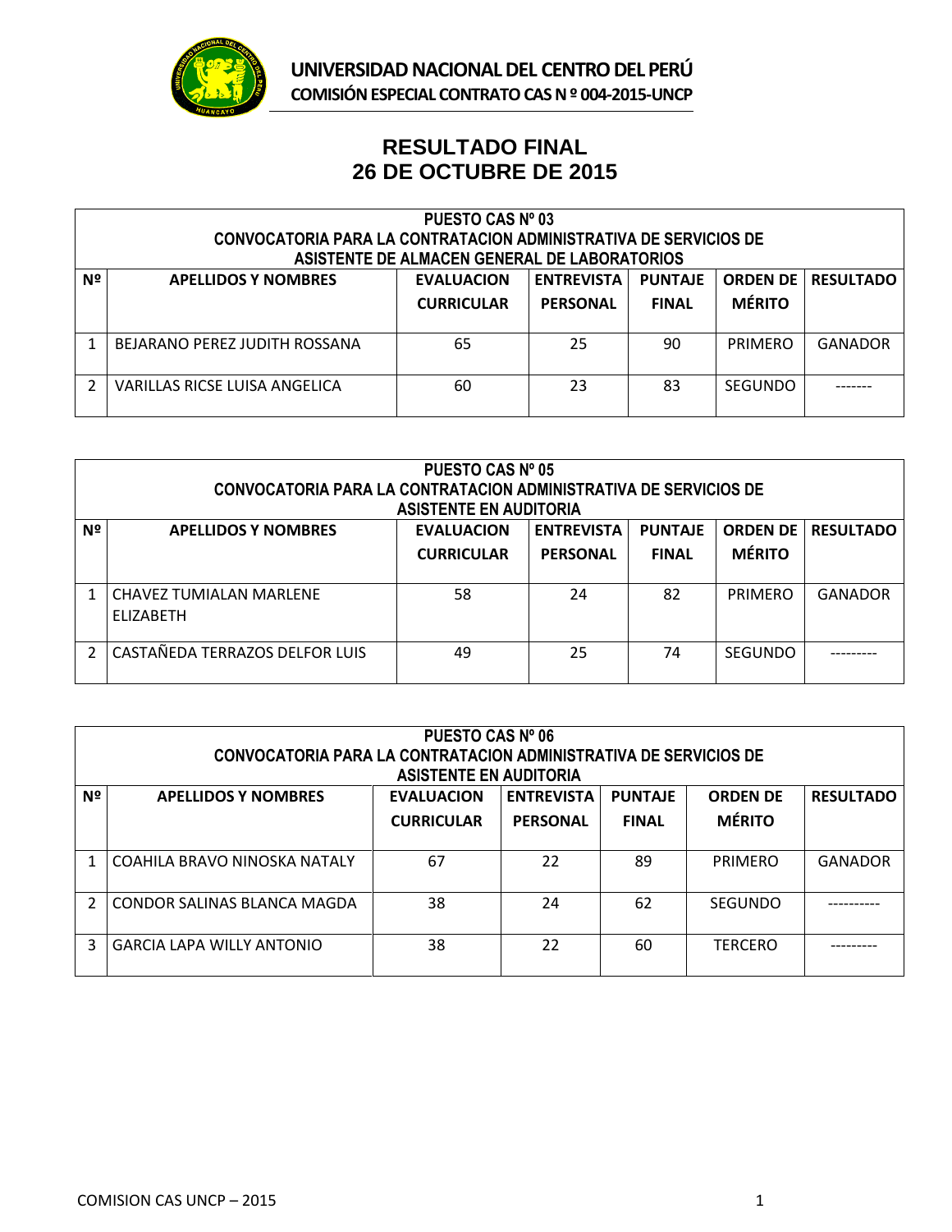**UNIVERSIDAD NACIONAL DEL CENTRO DEL PERÚ**

**COMISIÓN ESPECIAL CONTRATO CAS N º 004-2015-UNCP**

# RESULTADO FINAL
# 26 DE OCTUBRE DE 2015

**PUESTO CAS Nº 03**
**CONVOCATORIA PARA LA CONTRATACION ADMINISTRATIVA DE SERVICIOS DE ASISTENTE DE ALMACEN GENERAL DE LABORATORIOS**

| Nº | APELLIDOS Y NOMBRES | EVALUACION CURRICULAR | ENTREVISTA PERSONAL | PUNTAJE FINAL | ORDEN DE MÉRITO | RESULTADO |
|---|---|---|---|---|---|---|
| 1 | BEJARANO PEREZ JUDITH ROSSANA | 65 | 25 | 90 | PRIMERO | GANADOR |
| 2 | VARILLAS RICSE LUISA ANGELICA | 60 | 23 | 83 | SEGUNDO | ------- |

**PUESTO CAS Nº 05**
**CONVOCATORIA PARA LA CONTRATACION ADMINISTRATIVA DE SERVICIOS DE ASISTENTE EN AUDITORIA**

| Nº | APELLIDOS Y NOMBRES | EVALUACION CURRICULAR | ENTREVISTA PERSONAL | PUNTAJE FINAL | ORDEN DE MÉRITO | RESULTADO |
|---|---|---|---|---|---|---|
| 1 | CHAVEZ TUMIALAN MARLENE ELIZABETH | 58 | 24 | 82 | PRIMERO | GANADOR |
| 2 | CASTAÑEDA TERRAZOS DELFOR LUIS | 49 | 25 | 74 | SEGUNDO | --------- |

**PUESTO CAS Nº 06**
**CONVOCATORIA PARA LA CONTRATACION ADMINISTRATIVA DE SERVICIOS DE ASISTENTE EN AUDITORIA**

| Nº | APELLIDOS Y NOMBRES | EVALUACION CURRICULAR | ENTREVISTA PERSONAL | PUNTAJE FINAL | ORDEN DE MÉRITO | RESULTADO |
|---|---|---|---|---|---|---|
| 1 | COAHILA BRAVO NINOSKA NATALY | 67 | 22 | 89 | PRIMERO | GANADOR |
| 2 | CONDOR SALINAS BLANCA MAGDA | 38 | 24 | 62 | SEGUNDO | ---------- |
| 3 | GARCIA LAPA WILLY ANTONIO | 38 | 22 | 60 | TERCERO | --------- |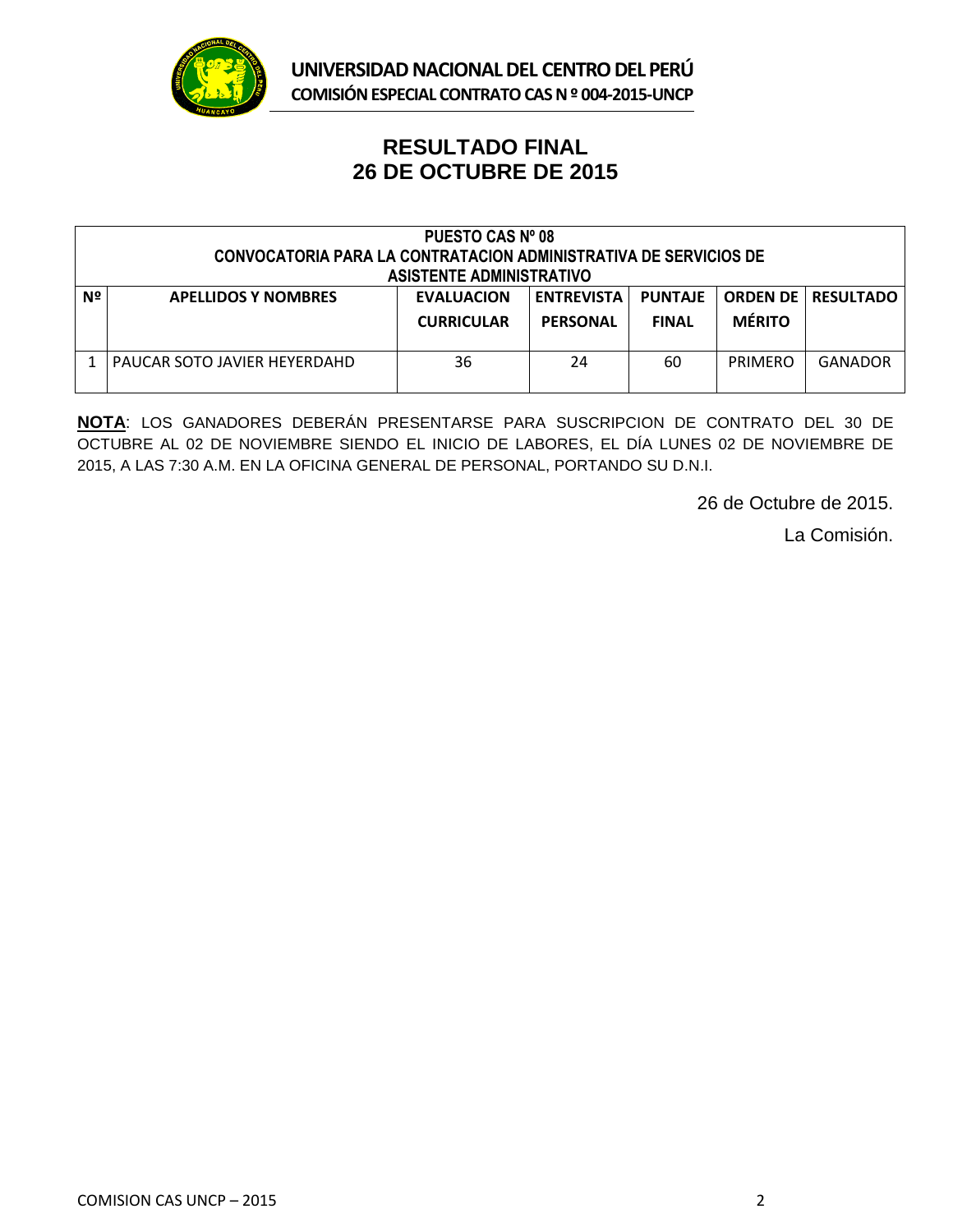**UNIVERSIDAD NACIONAL DEL CENTRO DEL PERÚ**
**COMISIÓN ESPECIAL CONTRATO CAS N º 004-2015-UNCP**

# RESULTADO FINAL
# 26 DE OCTUBRE DE 2015

**PUESTO CAS Nº 08**
**CONVOCATORIA PARA LA CONTRATACION ADMINISTRATIVA DE SERVICIOS DE ASISTENTE ADMINISTRATIVO**

| Nº | APELLIDOS Y NOMBRES | EVALUACION CURRICULAR | ENTREVISTA PERSONAL | PUNTAJE FINAL | ORDEN DE MÉRITO | RESULTADO |
|---|---|---|---|---|---|---|
| 1 | PAUCAR SOTO JAVIER HEYERDAHD | 36 | 24 | 60 | PRIMERO | GANADOR |

**NOTA**: LOS GANADORES DEBERÁN PRESENTARSE PARA SUSCRIPCION DE CONTRATO DEL 30 DE OCTUBRE AL 02 DE NOVIEMBRE SIENDO EL INICIO DE LABORES, EL DÍA LUNES 02 DE NOVIEMBRE DE 2015, A LAS 7:30 A.M. EN LA OFICINA GENERAL DE PERSONAL, PORTANDO SU D.N.I.

26 de Octubre de 2015.

La Comisión.